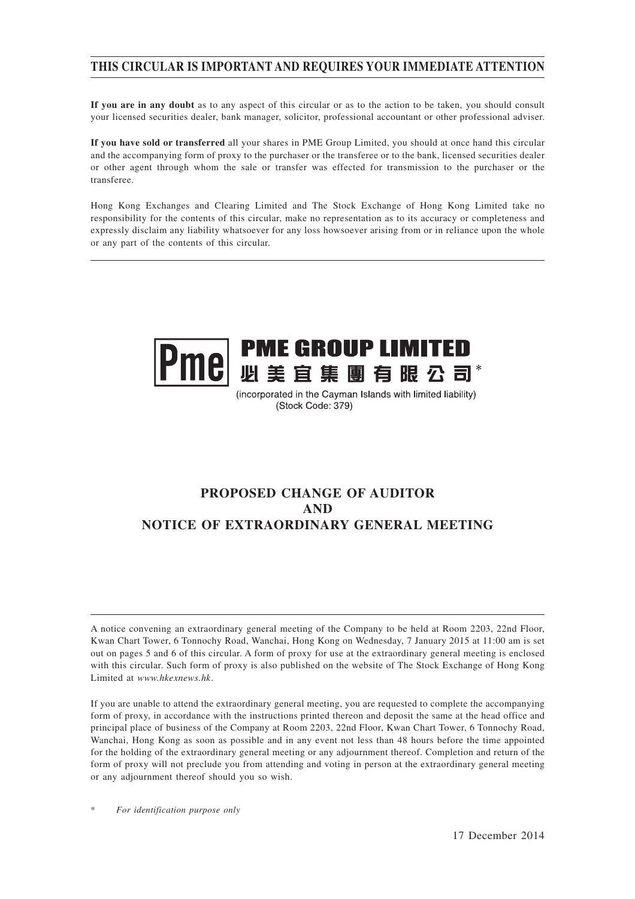# THIS CIRCULAR IS IMPORTANT AND REQUIRES YOUR IMMEDIATE ATTENTION

**If you are in any doubt** as to any aspect of this circular or as to the action to be taken, you should consult your licensed securities dealer, bank manager, solicitor, professional accountant or other professional adviser.

**If you have sold or transferred** all your shares in PME Group Limited, you should at once hand this circular and the accompanying form of proxy to the purchaser or the transferee or to the bank, licensed securities dealer or other agent through whom the sale or transfer was effected for transmission to the purchaser or the transferee.

Hong Kong Exchanges and Clearing Limited and The Stock Exchange of Hong Kong Limited take no responsibility for the contents of this circular, make no representation as to its accuracy or completeness and expressly disclaim any liability whatsoever for any loss howsoever arising from or in reliance upon the whole or any part of the contents of this circular.

**PME GROUP LIMITED**
**必美宜集團有限公司***

(incorporated in the Cayman Islands with limited liability)
(Stock Code: 379)

## PROPOSED CHANGE OF AUDITOR
## AND
## NOTICE OF EXTRAORDINARY GENERAL MEETING

A notice convening an extraordinary general meeting of the Company to be held at Room 2203, 22nd Floor, Kwan Chart Tower, 6 Tonnochy Road, Wanchai, Hong Kong on Wednesday, 7 January 2015 at 11:00 am is set out on pages 5 and 6 of this circular. A form of proxy for use at the extraordinary general meeting is enclosed with this circular. Such form of proxy is also published on the website of The Stock Exchange of Hong Kong Limited at *www.hkexnews.hk*.

If you are unable to attend the extraordinary general meeting, you are requested to complete the accompanying form of proxy, in accordance with the instructions printed thereon and deposit the same at the head office and principal place of business of the Company at Room 2203, 22nd Floor, Kwan Chart Tower, 6 Tonnochy Road, Wanchai, Hong Kong as soon as possible and in any event not less than 48 hours before the time appointed for the holding of the extraordinary general meeting or any adjournment thereof. Completion and return of the form of proxy will not preclude you from attending and voting in person at the extraordinary general meeting or any adjournment thereof should you so wish.

\* *For identification purpose only*

17 December 2014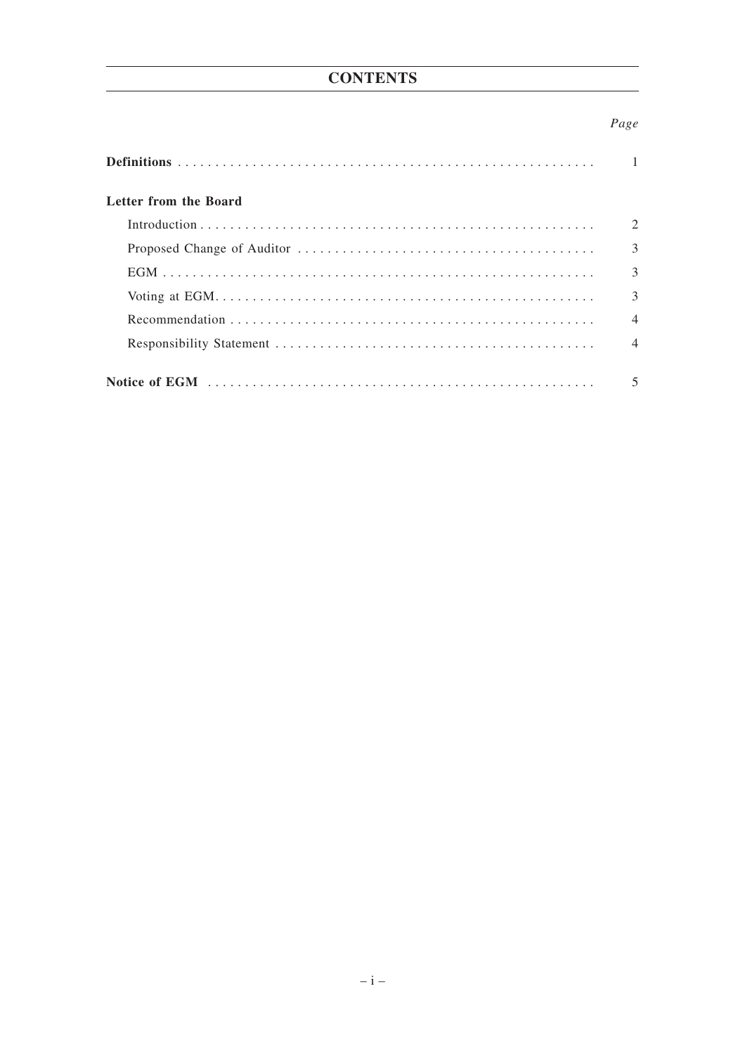# CONTENTS

| | *Page* |
|---|---|
| **Definitions** | 1 |
| **Letter from the Board** | |
| Introduction | 2 |
| Proposed Change of Auditor | 3 |
| EGM | 3 |
| Voting at EGM | 3 |
| Recommendation | 4 |
| Responsibility Statement | 4 |
| **Notice of EGM** | 5 |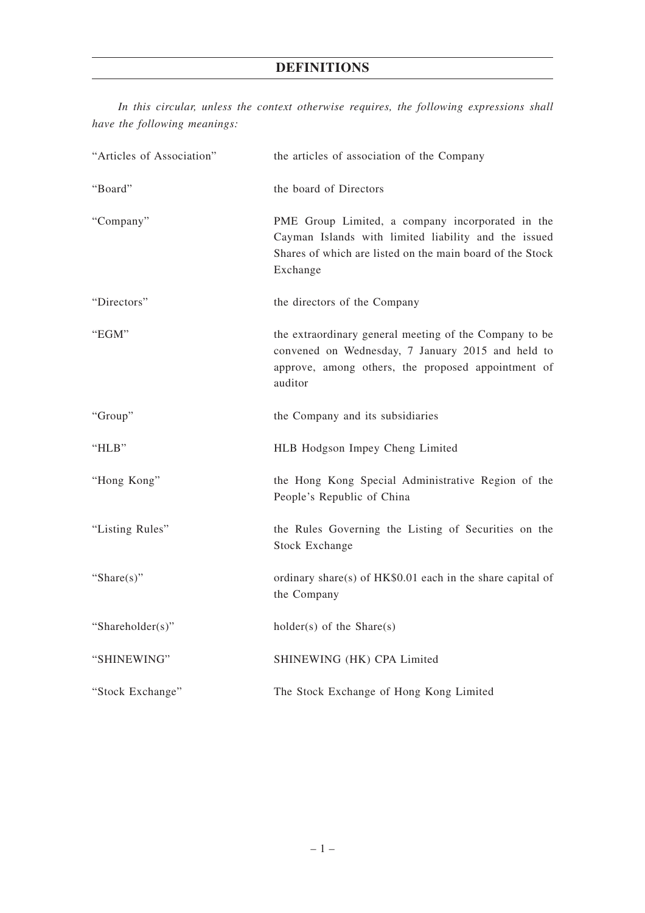# DEFINITIONS

*In this circular, unless the context otherwise requires, the following expressions shall have the following meanings:*

| | |
|---|---|
| "Articles of Association" | the articles of association of the Company |
| "Board" | the board of Directors |
| "Company" | PME Group Limited, a company incorporated in the Cayman Islands with limited liability and the issued Shares of which are listed on the main board of the Stock Exchange |
| "Directors" | the directors of the Company |
| "EGM" | the extraordinary general meeting of the Company to be convened on Wednesday, 7 January 2015 and held to approve, among others, the proposed appointment of auditor |
| "Group" | the Company and its subsidiaries |
| "HLB" | HLB Hodgson Impey Cheng Limited |
| "Hong Kong" | the Hong Kong Special Administrative Region of the People's Republic of China |
| "Listing Rules" | the Rules Governing the Listing of Securities on the Stock Exchange |
| "Share(s)" | ordinary share(s) of HK$0.01 each in the share capital of the Company |
| "Shareholder(s)" | holder(s) of the Share(s) |
| "SHINEWING" | SHINEWING (HK) CPA Limited |
| "Stock Exchange" | The Stock Exchange of Hong Kong Limited |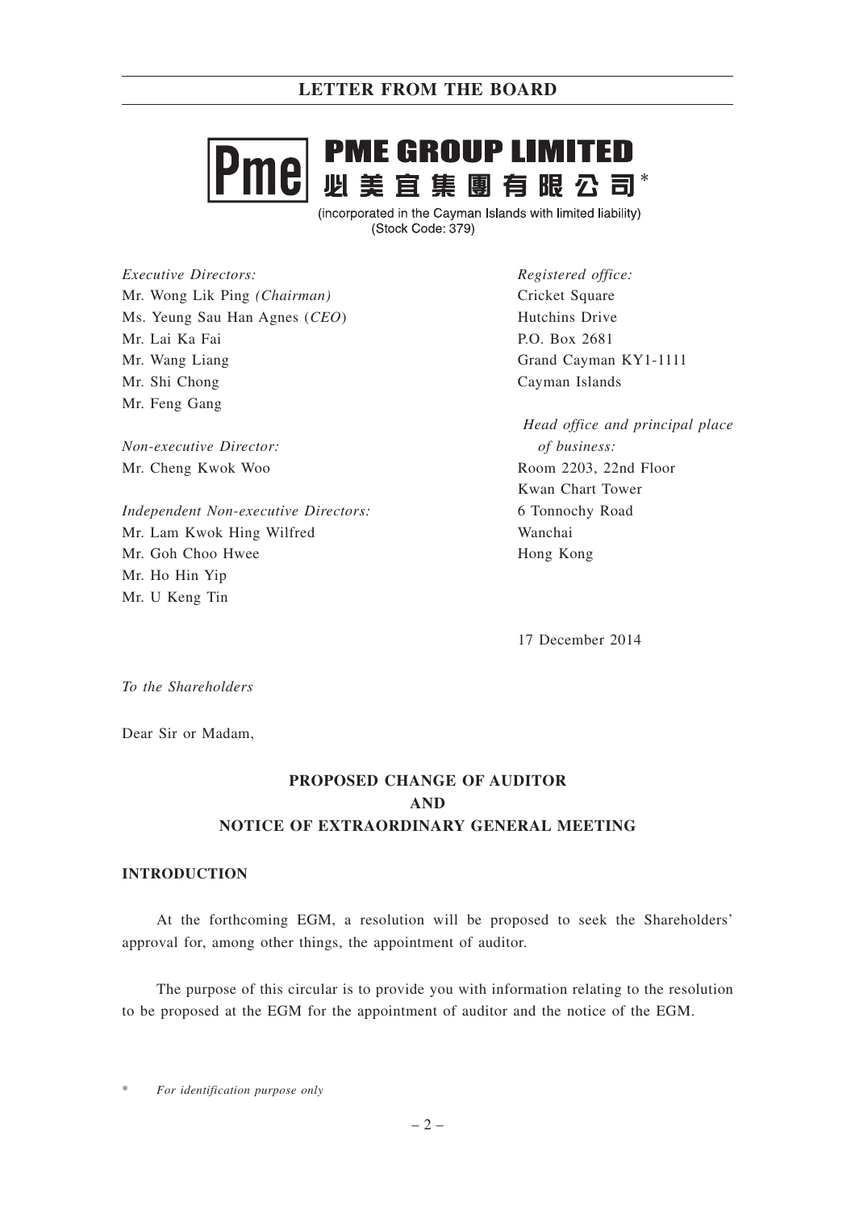# PME GROUP LIMITED

## 必美宜集團有限公司*

(incorporated in the Cayman Islands with limited liability)
(Stock Code: 379)

*Executive Directors:*
Mr. Wong Lik Ping *(Chairman)*
Ms. Yeung Sau Han Agnes (*CEO*)
Mr. Lai Ka Fai
Mr. Wang Liang
Mr. Shi Chong
Mr. Feng Gang

*Non-executive Director:*
Mr. Cheng Kwok Woo

*Independent Non-executive Directors:*
Mr. Lam Kwok Hing Wilfred
Mr. Goh Choo Hwee
Mr. Ho Hin Yip
Mr. U Keng Tin

*Registered office:*
Cricket Square
Hutchins Drive
P.O. Box 2681
Grand Cayman KY1-1111
Cayman Islands

*Head office and principal place of business:*
Room 2203, 22nd Floor
Kwan Chart Tower
6 Tonnochy Road
Wanchai
Hong Kong

17 December 2014

*To the Shareholders*

Dear Sir or Madam,

**PROPOSED CHANGE OF AUDITOR**
**AND**
**NOTICE OF EXTRAORDINARY GENERAL MEETING**

**INTRODUCTION**

At the forthcoming EGM, a resolution will be proposed to seek the Shareholders' approval for, among other things, the appointment of auditor.

The purpose of this circular is to provide you with information relating to the resolution to be proposed at the EGM for the appointment of auditor and the notice of the EGM.

\* *For identification purpose only*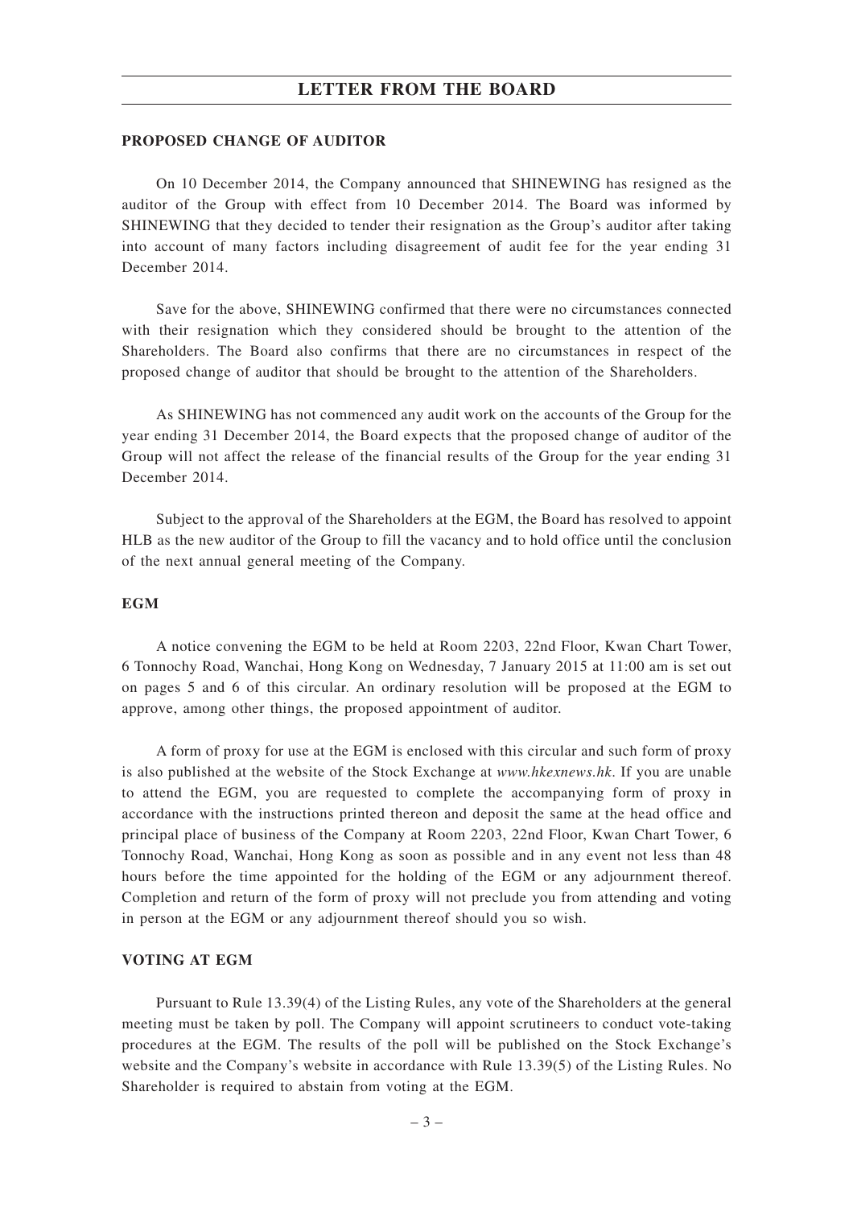**PROPOSED CHANGE OF AUDITOR**

On 10 December 2014, the Company announced that SHINEWING has resigned as the auditor of the Group with effect from 10 December 2014. The Board was informed by SHINEWING that they decided to tender their resignation as the Group's auditor after taking into account of many factors including disagreement of audit fee for the year ending 31 December 2014.

Save for the above, SHINEWING confirmed that there were no circumstances connected with their resignation which they considered should be brought to the attention of the Shareholders. The Board also confirms that there are no circumstances in respect of the proposed change of auditor that should be brought to the attention of the Shareholders.

As SHINEWING has not commenced any audit work on the accounts of the Group for the year ending 31 December 2014, the Board expects that the proposed change of auditor of the Group will not affect the release of the financial results of the Group for the year ending 31 December 2014.

Subject to the approval of the Shareholders at the EGM, the Board has resolved to appoint HLB as the new auditor of the Group to fill the vacancy and to hold office until the conclusion of the next annual general meeting of the Company.

**EGM**

A notice convening the EGM to be held at Room 2203, 22nd Floor, Kwan Chart Tower, 6 Tonnochy Road, Wanchai, Hong Kong on Wednesday, 7 January 2015 at 11:00 am is set out on pages 5 and 6 of this circular. An ordinary resolution will be proposed at the EGM to approve, among other things, the proposed appointment of auditor.

A form of proxy for use at the EGM is enclosed with this circular and such form of proxy is also published at the website of the Stock Exchange at *www.hkexnews.hk*. If you are unable to attend the EGM, you are requested to complete the accompanying form of proxy in accordance with the instructions printed thereon and deposit the same at the head office and principal place of business of the Company at Room 2203, 22nd Floor, Kwan Chart Tower, 6 Tonnochy Road, Wanchai, Hong Kong as soon as possible and in any event not less than 48 hours before the time appointed for the holding of the EGM or any adjournment thereof. Completion and return of the form of proxy will not preclude you from attending and voting in person at the EGM or any adjournment thereof should you so wish.

**VOTING AT EGM**

Pursuant to Rule 13.39(4) of the Listing Rules, any vote of the Shareholders at the general meeting must be taken by poll. The Company will appoint scrutineers to conduct vote-taking procedures at the EGM. The results of the poll will be published on the Stock Exchange's website and the Company's website in accordance with Rule 13.39(5) of the Listing Rules. No Shareholder is required to abstain from voting at the EGM.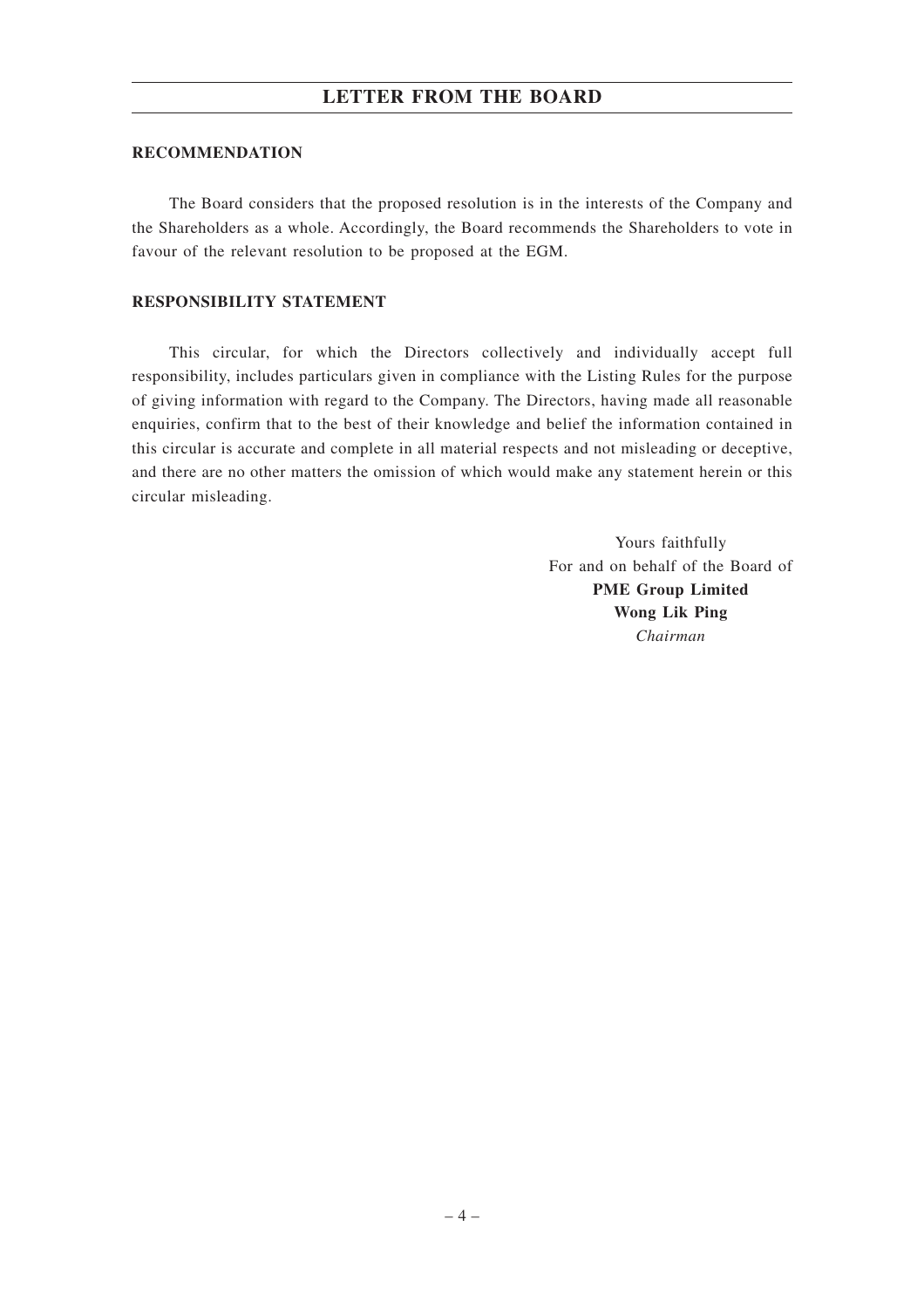# LETTER FROM THE BOARD

## RECOMMENDATION

The Board considers that the proposed resolution is in the interests of the Company and the Shareholders as a whole. Accordingly, the Board recommends the Shareholders to vote in favour of the relevant resolution to be proposed at the EGM.

## RESPONSIBILITY STATEMENT

This circular, for which the Directors collectively and individually accept full responsibility, includes particulars given in compliance with the Listing Rules for the purpose of giving information with regard to the Company. The Directors, having made all reasonable enquiries, confirm that to the best of their knowledge and belief the information contained in this circular is accurate and complete in all material respects and not misleading or deceptive, and there are no other matters the omission of which would make any statement herein or this circular misleading.

Yours faithfully
For and on behalf of the Board of
**PME Group Limited**
**Wong Lik Ping**
*Chairman*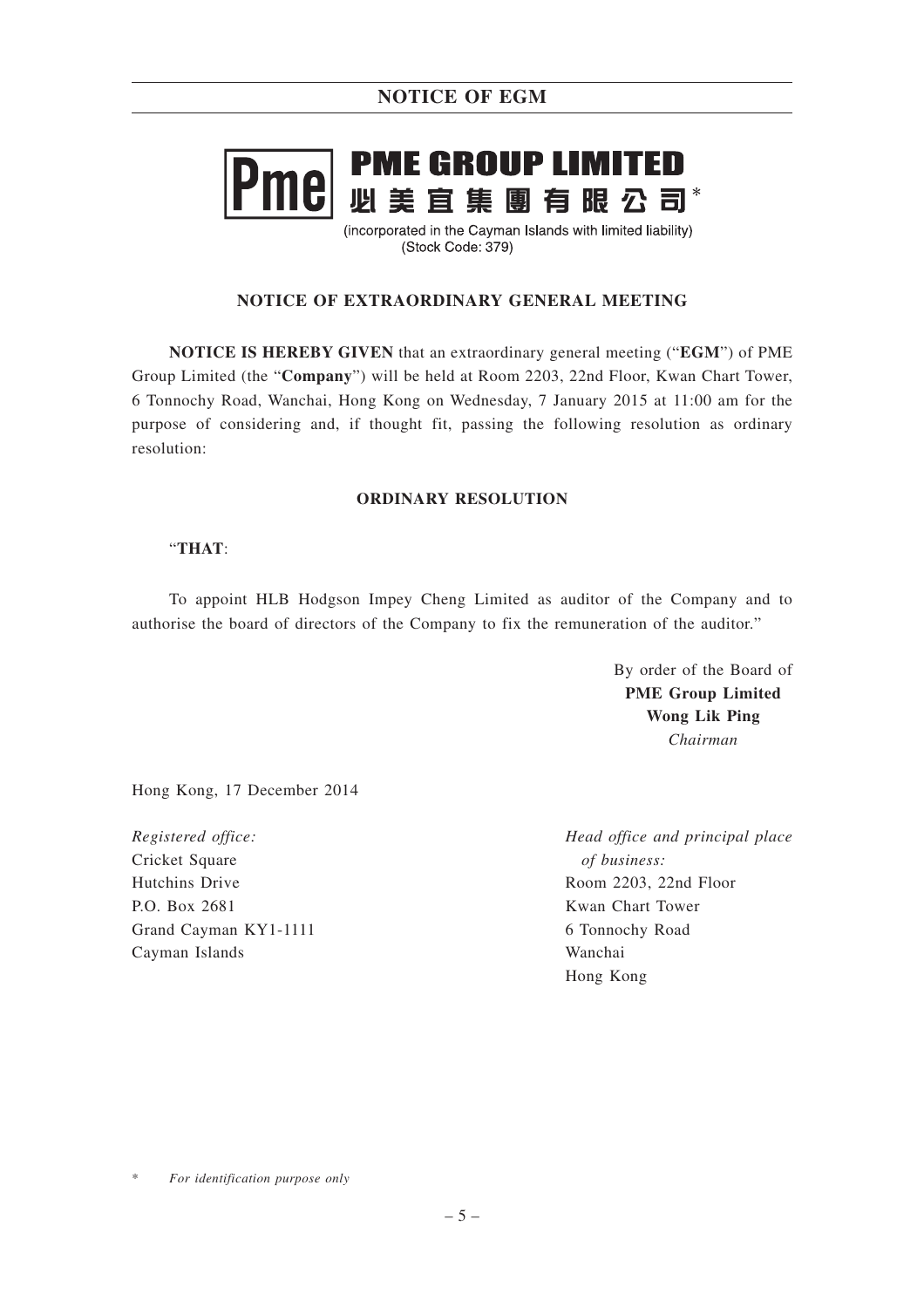# NOTICE OF EGM

**PME GROUP LIMITED**
**必美宜集團有限公司***

(incorporated in the Cayman Islands with limited liability)
(Stock Code: 379)

## NOTICE OF EXTRAORDINARY GENERAL MEETING

**NOTICE IS HEREBY GIVEN** that an extraordinary general meeting ("**EGM**") of PME Group Limited (the "**Company**") will be held at Room 2203, 22nd Floor, Kwan Chart Tower, 6 Tonnochy Road, Wanchai, Hong Kong on Wednesday, 7 January 2015 at 11:00 am for the purpose of considering and, if thought fit, passing the following resolution as ordinary resolution:

### ORDINARY RESOLUTION

"**THAT**:

To appoint HLB Hodgson Impey Cheng Limited as auditor of the Company and to authorise the board of directors of the Company to fix the remuneration of the auditor."

By order of the Board of
**PME Group Limited**
**Wong Lik Ping**
*Chairman*

Hong Kong, 17 December 2014

*Registered office:*
Cricket Square
Hutchins Drive
P.O. Box 2681
Grand Cayman KY1-1111
Cayman Islands

*Head office and principal place of business:*
Room 2203, 22nd Floor
Kwan Chart Tower
6 Tonnochy Road
Wanchai
Hong Kong

\* *For identification purpose only*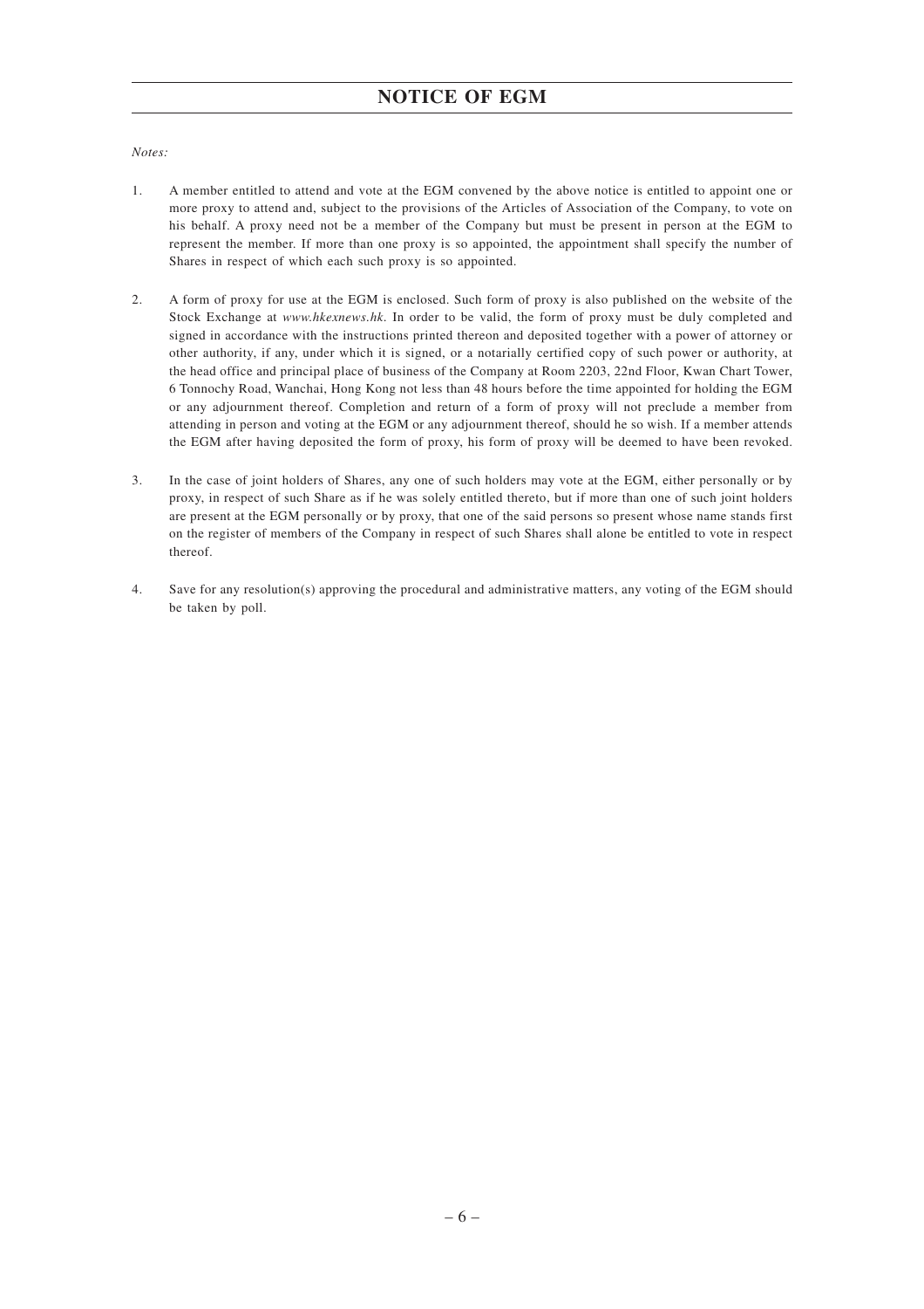## NOTICE OF EGM

*Notes:*

1. A member entitled to attend and vote at the EGM convened by the above notice is entitled to appoint one or more proxy to attend and, subject to the provisions of the Articles of Association of the Company, to vote on his behalf. A proxy need not be a member of the Company but must be present in person at the EGM to represent the member. If more than one proxy is so appointed, the appointment shall specify the number of Shares in respect of which each such proxy is so appointed.

2. A form of proxy for use at the EGM is enclosed. Such form of proxy is also published on the website of the Stock Exchange at *www.hkexnews.hk*. In order to be valid, the form of proxy must be duly completed and signed in accordance with the instructions printed thereon and deposited together with a power of attorney or other authority, if any, under which it is signed, or a notarially certified copy of such power or authority, at the head office and principal place of business of the Company at Room 2203, 22nd Floor, Kwan Chart Tower, 6 Tonnochy Road, Wanchai, Hong Kong not less than 48 hours before the time appointed for holding the EGM or any adjournment thereof. Completion and return of a form of proxy will not preclude a member from attending in person and voting at the EGM or any adjournment thereof, should he so wish. If a member attends the EGM after having deposited the form of proxy, his form of proxy will be deemed to have been revoked.

3. In the case of joint holders of Shares, any one of such holders may vote at the EGM, either personally or by proxy, in respect of such Share as if he was solely entitled thereto, but if more than one of such joint holders are present at the EGM personally or by proxy, that one of the said persons so present whose name stands first on the register of members of the Company in respect of such Shares shall alone be entitled to vote in respect thereof.

4. Save for any resolution(s) approving the procedural and administrative matters, any voting of the EGM should be taken by poll.